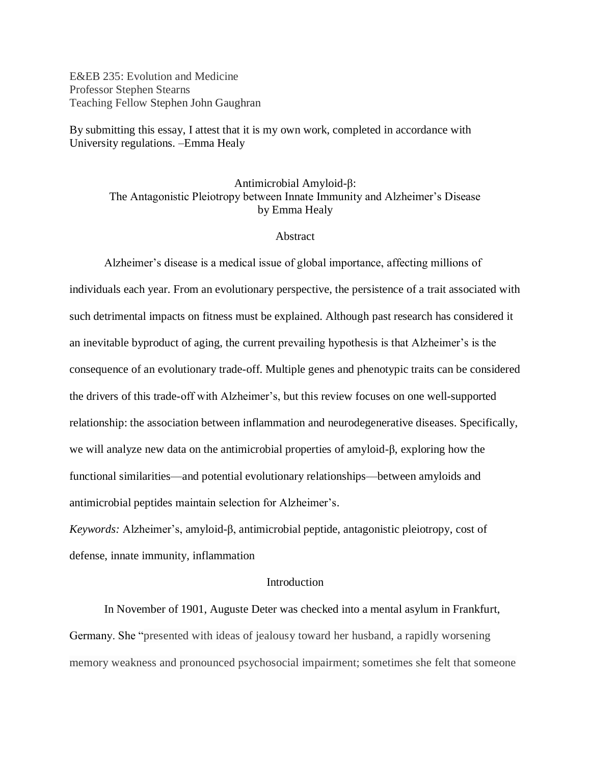E&EB 235: Evolution and Medicine
Professor Stephen Stearns
Teaching Fellow Stephen John Gaughran

By submitting this essay, I attest that it is my own work, completed in accordance with University regulations. –Emma Healy

# Antimicrobial Amyloid-β: The Antagonistic Pleiotropy between Innate Immunity and Alzheimer's Disease

by Emma Healy

## Abstract

Alzheimer's disease is a medical issue of global importance, affecting millions of individuals each year. From an evolutionary perspective, the persistence of a trait associated with such detrimental impacts on fitness must be explained. Although past research has considered it an inevitable byproduct of aging, the current prevailing hypothesis is that Alzheimer's is the consequence of an evolutionary trade-off. Multiple genes and phenotypic traits can be considered the drivers of this trade-off with Alzheimer's, but this review focuses on one well-supported relationship: the association between inflammation and neurodegenerative diseases. Specifically, we will analyze new data on the antimicrobial properties of amyloid-β, exploring how the functional similarities—and potential evolutionary relationships—between amyloids and antimicrobial peptides maintain selection for Alzheimer's.

*Keywords:* Alzheimer's, amyloid-β, antimicrobial peptide, antagonistic pleiotropy, cost of defense, innate immunity, inflammation

## Introduction

In November of 1901, Auguste Deter was checked into a mental asylum in Frankfurt, Germany. She "presented with ideas of jealousy toward her husband, a rapidly worsening memory weakness and pronounced psychosocial impairment; sometimes she felt that someone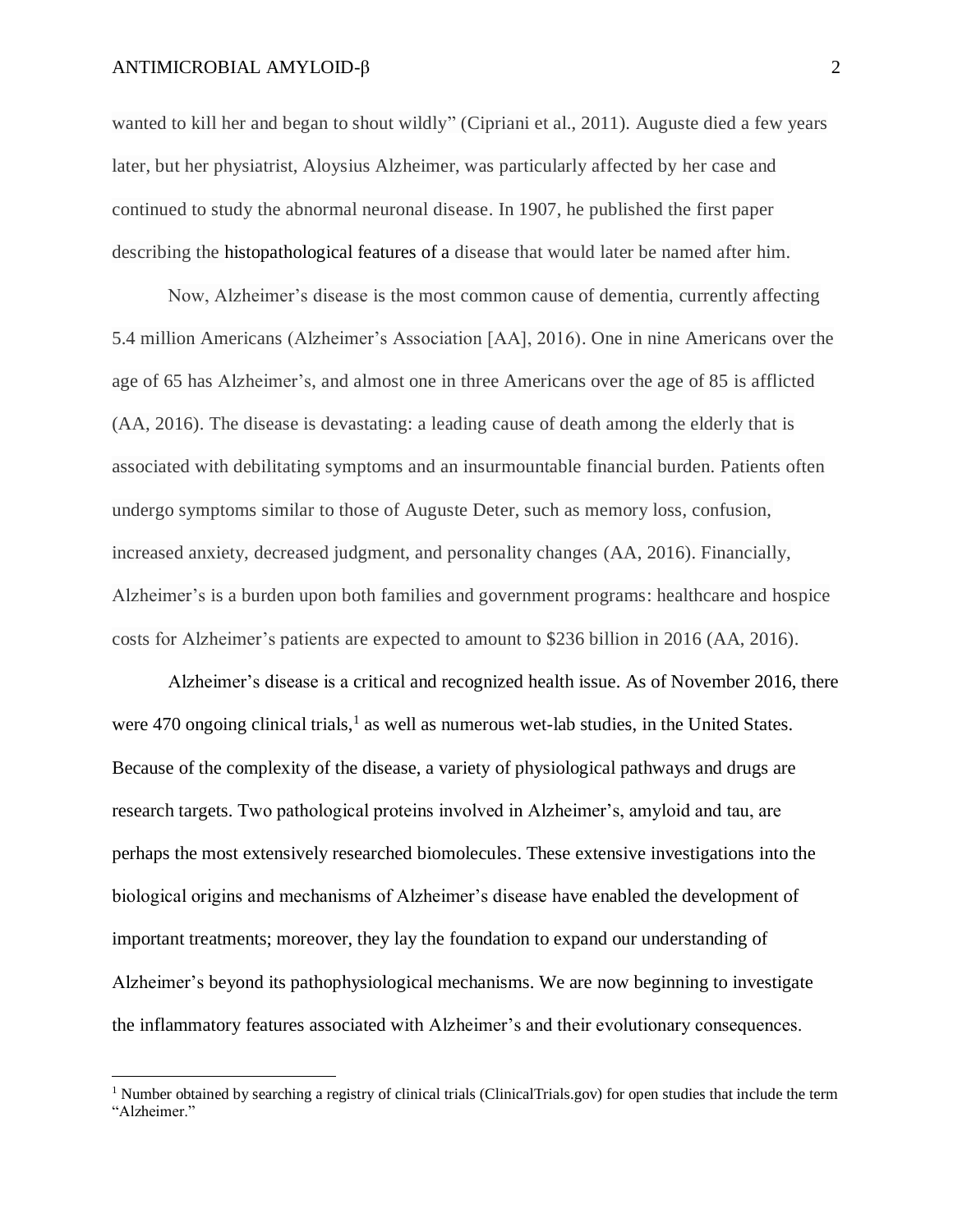wanted to kill her and began to shout wildly" (Cipriani et al., 2011). Auguste died a few years later, but her physiatrist, Aloysius Alzheimer, was particularly affected by her case and continued to study the abnormal neuronal disease. In 1907, he published the first paper describing the histopathological features of a disease that would later be named after him.

Now, Alzheimer's disease is the most common cause of dementia, currently affecting 5.4 million Americans (Alzheimer's Association [AA], 2016). One in nine Americans over the age of 65 has Alzheimer's, and almost one in three Americans over the age of 85 is afflicted (AA, 2016). The disease is devastating: a leading cause of death among the elderly that is associated with debilitating symptoms and an insurmountable financial burden. Patients often undergo symptoms similar to those of Auguste Deter, such as memory loss, confusion, increased anxiety, decreased judgment, and personality changes (AA, 2016). Financially, Alzheimer's is a burden upon both families and government programs: healthcare and hospice costs for Alzheimer's patients are expected to amount to $236 billion in 2016 (AA, 2016).

Alzheimer's disease is a critical and recognized health issue. As of November 2016, there were 470 ongoing clinical trials,[1] as well as numerous wet-lab studies, in the United States. Because of the complexity of the disease, a variety of physiological pathways and drugs are research targets. Two pathological proteins involved in Alzheimer's, amyloid and tau, are perhaps the most extensively researched biomolecules. These extensive investigations into the biological origins and mechanisms of Alzheimer's disease have enabled the development of important treatments; moreover, they lay the foundation to expand our understanding of Alzheimer's beyond its pathophysiological mechanisms. We are now beginning to investigate the inflammatory features associated with Alzheimer's and their evolutionary consequences.

[1] Number obtained by searching a registry of clinical trials (ClinicalTrials.gov) for open studies that include the term "Alzheimer."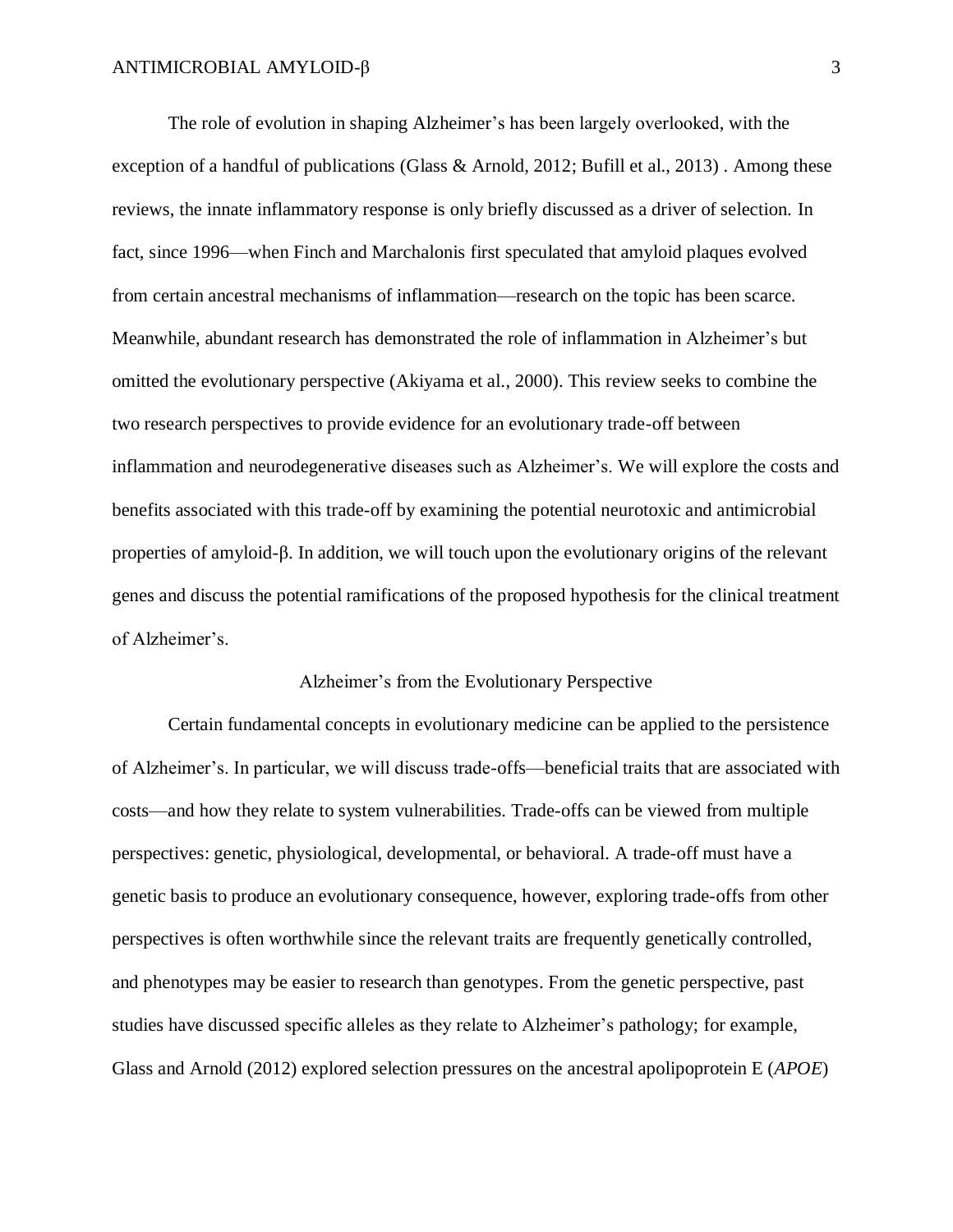The role of evolution in shaping Alzheimer's has been largely overlooked, with the exception of a handful of publications (Glass & Arnold, 2012; Bufill et al., 2013) . Among these reviews, the innate inflammatory response is only briefly discussed as a driver of selection. In fact, since 1996—when Finch and Marchalonis first speculated that amyloid plaques evolved from certain ancestral mechanisms of inflammation—research on the topic has been scarce. Meanwhile, abundant research has demonstrated the role of inflammation in Alzheimer's but omitted the evolutionary perspective (Akiyama et al., 2000). This review seeks to combine the two research perspectives to provide evidence for an evolutionary trade-off between inflammation and neurodegenerative diseases such as Alzheimer's. We will explore the costs and benefits associated with this trade-off by examining the potential neurotoxic and antimicrobial properties of amyloid-β. In addition, we will touch upon the evolutionary origins of the relevant genes and discuss the potential ramifications of the proposed hypothesis for the clinical treatment of Alzheimer's.

## Alzheimer's from the Evolutionary Perspective

Certain fundamental concepts in evolutionary medicine can be applied to the persistence of Alzheimer's. In particular, we will discuss trade-offs—beneficial traits that are associated with costs—and how they relate to system vulnerabilities. Trade-offs can be viewed from multiple perspectives: genetic, physiological, developmental, or behavioral. A trade-off must have a genetic basis to produce an evolutionary consequence, however, exploring trade-offs from other perspectives is often worthwhile since the relevant traits are frequently genetically controlled, and phenotypes may be easier to research than genotypes. From the genetic perspective, past studies have discussed specific alleles as they relate to Alzheimer's pathology; for example, Glass and Arnold (2012) explored selection pressures on the ancestral apolipoprotein E (*APOE*)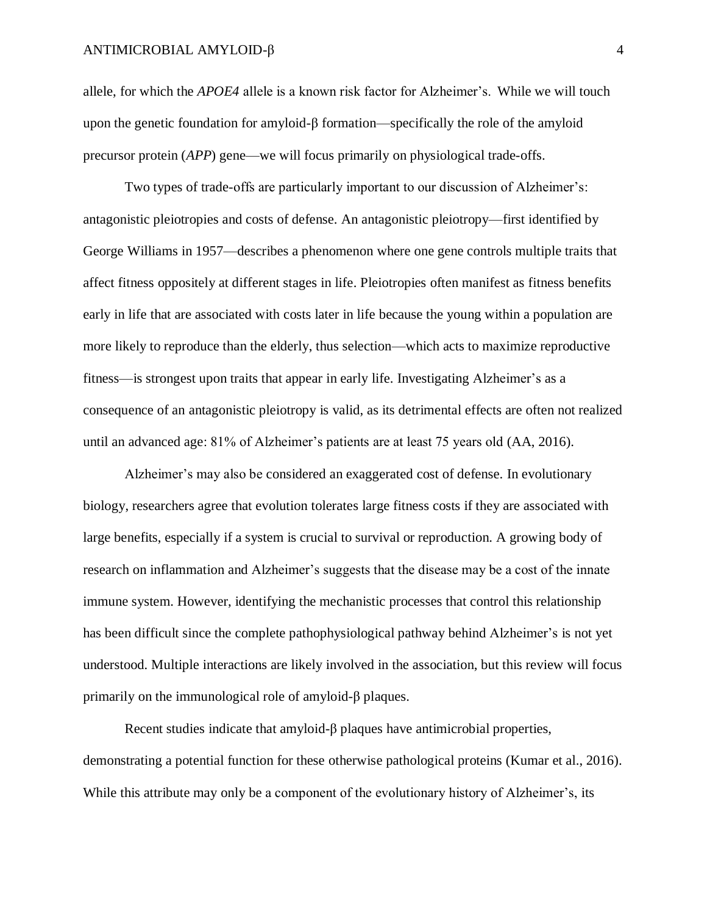allele, for which the *APOE4* allele is a known risk factor for Alzheimer's. While we will touch upon the genetic foundation for amyloid-β formation—specifically the role of the amyloid precursor protein (*APP*) gene—we will focus primarily on physiological trade-offs.

Two types of trade-offs are particularly important to our discussion of Alzheimer's: antagonistic pleiotropies and costs of defense. An antagonistic pleiotropy—first identified by George Williams in 1957—describes a phenomenon where one gene controls multiple traits that affect fitness oppositely at different stages in life. Pleiotropies often manifest as fitness benefits early in life that are associated with costs later in life because the young within a population are more likely to reproduce than the elderly, thus selection—which acts to maximize reproductive fitness—is strongest upon traits that appear in early life. Investigating Alzheimer's as a consequence of an antagonistic pleiotropy is valid, as its detrimental effects are often not realized until an advanced age: 81% of Alzheimer's patients are at least 75 years old (AA, 2016).

Alzheimer's may also be considered an exaggerated cost of defense. In evolutionary biology, researchers agree that evolution tolerates large fitness costs if they are associated with large benefits, especially if a system is crucial to survival or reproduction. A growing body of research on inflammation and Alzheimer's suggests that the disease may be a cost of the innate immune system. However, identifying the mechanistic processes that control this relationship has been difficult since the complete pathophysiological pathway behind Alzheimer's is not yet understood. Multiple interactions are likely involved in the association, but this review will focus primarily on the immunological role of amyloid-β plaques.

Recent studies indicate that amyloid-β plaques have antimicrobial properties, demonstrating a potential function for these otherwise pathological proteins (Kumar et al., 2016). While this attribute may only be a component of the evolutionary history of Alzheimer's, its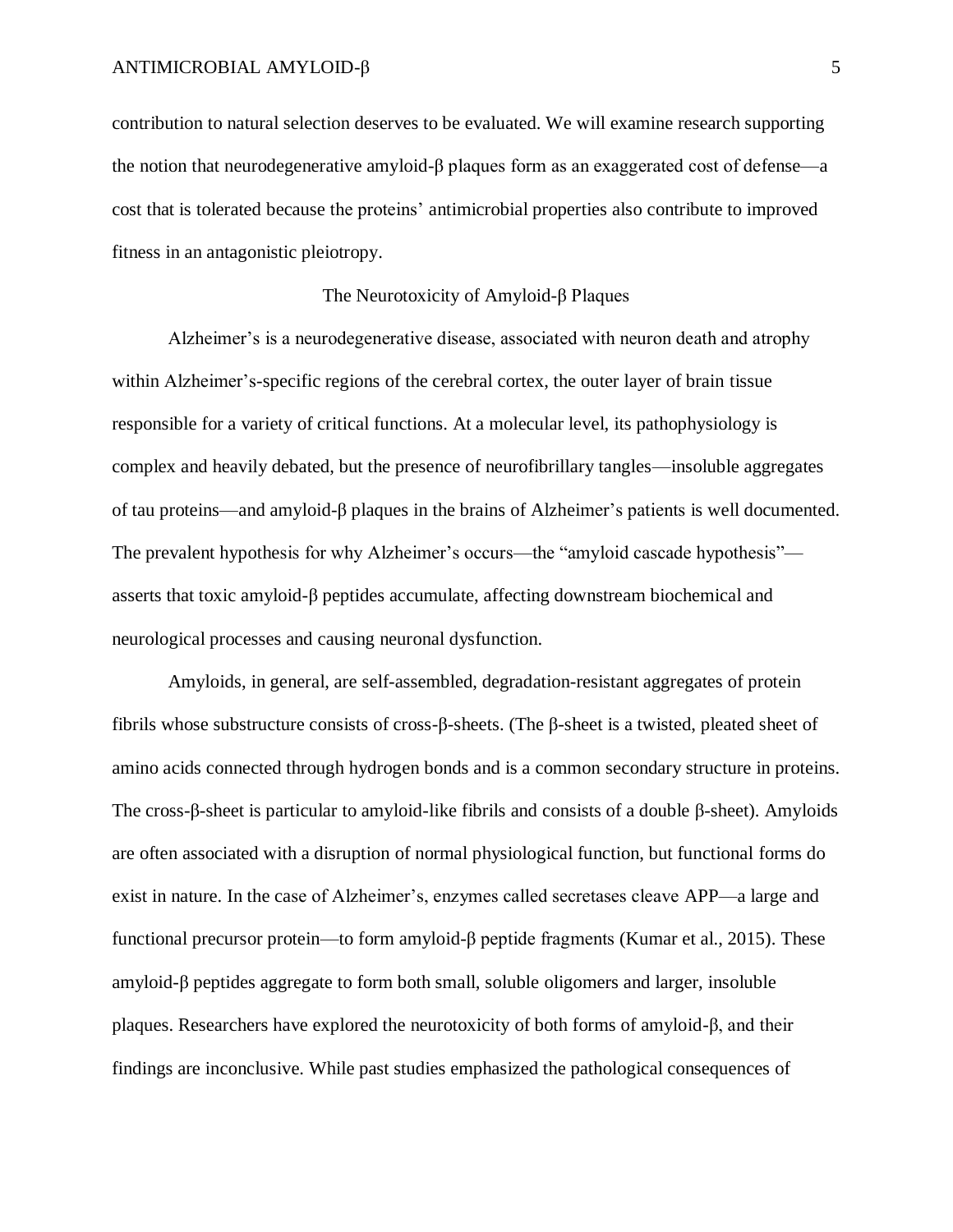contribution to natural selection deserves to be evaluated. We will examine research supporting the notion that neurodegenerative amyloid-β plaques form as an exaggerated cost of defense—a cost that is tolerated because the proteins' antimicrobial properties also contribute to improved fitness in an antagonistic pleiotropy.

## The Neurotoxicity of Amyloid-β Plaques

Alzheimer's is a neurodegenerative disease, associated with neuron death and atrophy within Alzheimer's-specific regions of the cerebral cortex, the outer layer of brain tissue responsible for a variety of critical functions. At a molecular level, its pathophysiology is complex and heavily debated, but the presence of neurofibrillary tangles—insoluble aggregates of tau proteins—and amyloid-β plaques in the brains of Alzheimer's patients is well documented. The prevalent hypothesis for why Alzheimer's occurs—the "amyloid cascade hypothesis"—asserts that toxic amyloid-β peptides accumulate, affecting downstream biochemical and neurological processes and causing neuronal dysfunction.

Amyloids, in general, are self-assembled, degradation-resistant aggregates of protein fibrils whose substructure consists of cross-β-sheets. (The β-sheet is a twisted, pleated sheet of amino acids connected through hydrogen bonds and is a common secondary structure in proteins. The cross-β-sheet is particular to amyloid-like fibrils and consists of a double β-sheet). Amyloids are often associated with a disruption of normal physiological function, but functional forms do exist in nature. In the case of Alzheimer's, enzymes called secretases cleave APP—a large and functional precursor protein—to form amyloid-β peptide fragments (Kumar et al., 2015). These amyloid-β peptides aggregate to form both small, soluble oligomers and larger, insoluble plaques. Researchers have explored the neurotoxicity of both forms of amyloid-β, and their findings are inconclusive. While past studies emphasized the pathological consequences of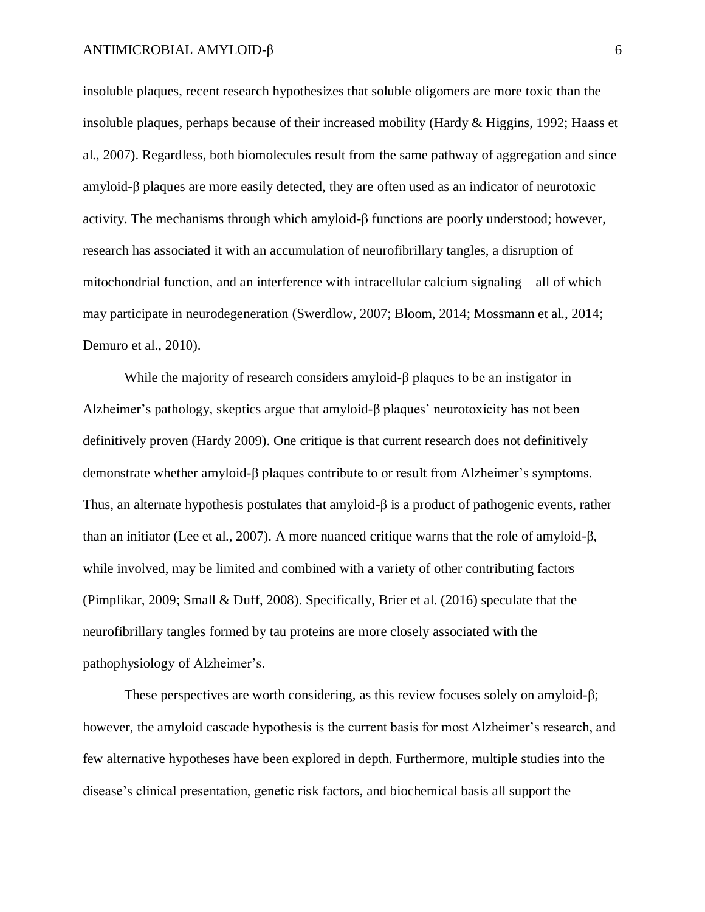insoluble plaques, recent research hypothesizes that soluble oligomers are more toxic than the insoluble plaques, perhaps because of their increased mobility (Hardy & Higgins, 1992; Haass et al., 2007). Regardless, both biomolecules result from the same pathway of aggregation and since amyloid-β plaques are more easily detected, they are often used as an indicator of neurotoxic activity. The mechanisms through which amyloid-β functions are poorly understood; however, research has associated it with an accumulation of neurofibrillary tangles, a disruption of mitochondrial function, and an interference with intracellular calcium signaling—all of which may participate in neurodegeneration (Swerdlow, 2007; Bloom, 2014; Mossmann et al., 2014; Demuro et al., 2010).

While the majority of research considers amyloid-β plaques to be an instigator in Alzheimer's pathology, skeptics argue that amyloid-β plaques' neurotoxicity has not been definitively proven (Hardy 2009). One critique is that current research does not definitively demonstrate whether amyloid-β plaques contribute to or result from Alzheimer's symptoms. Thus, an alternate hypothesis postulates that amyloid-β is a product of pathogenic events, rather than an initiator (Lee et al., 2007). A more nuanced critique warns that the role of amyloid-β, while involved, may be limited and combined with a variety of other contributing factors (Pimplikar, 2009; Small & Duff, 2008). Specifically, Brier et al. (2016) speculate that the neurofibrillary tangles formed by tau proteins are more closely associated with the pathophysiology of Alzheimer's.

These perspectives are worth considering, as this review focuses solely on amyloid-β; however, the amyloid cascade hypothesis is the current basis for most Alzheimer's research, and few alternative hypotheses have been explored in depth. Furthermore, multiple studies into the disease's clinical presentation, genetic risk factors, and biochemical basis all support the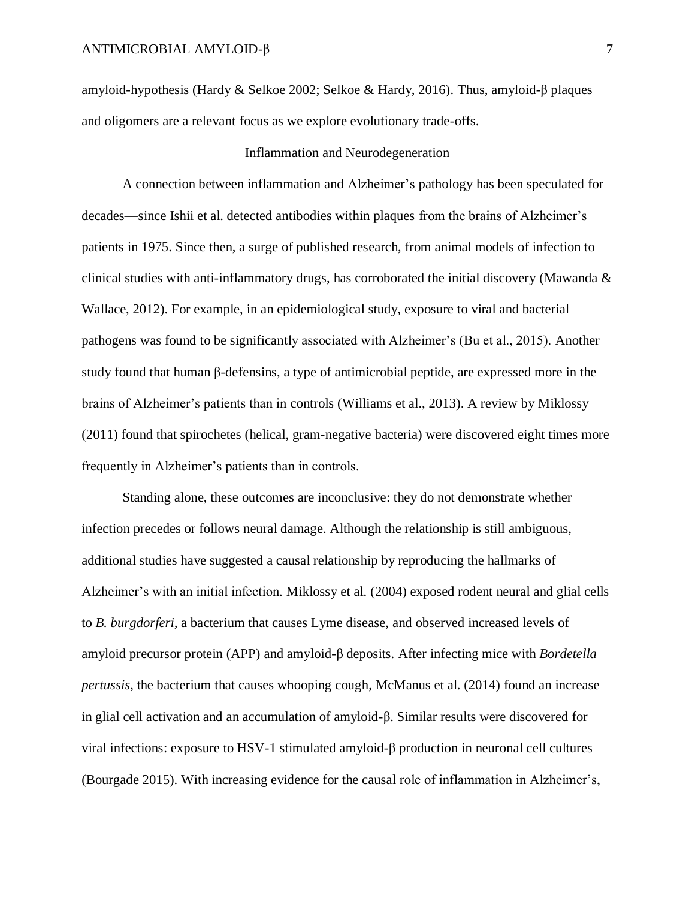amyloid-hypothesis (Hardy & Selkoe 2002; Selkoe & Hardy, 2016). Thus, amyloid-β plaques and oligomers are a relevant focus as we explore evolutionary trade-offs.

## Inflammation and Neurodegeneration

A connection between inflammation and Alzheimer's pathology has been speculated for decades—since Ishii et al. detected antibodies within plaques from the brains of Alzheimer's patients in 1975. Since then, a surge of published research, from animal models of infection to clinical studies with anti-inflammatory drugs, has corroborated the initial discovery (Mawanda & Wallace, 2012). For example, in an epidemiological study, exposure to viral and bacterial pathogens was found to be significantly associated with Alzheimer's (Bu et al., 2015). Another study found that human β-defensins, a type of antimicrobial peptide, are expressed more in the brains of Alzheimer's patients than in controls (Williams et al., 2013). A review by Miklossy (2011) found that spirochetes (helical, gram-negative bacteria) were discovered eight times more frequently in Alzheimer's patients than in controls.

Standing alone, these outcomes are inconclusive: they do not demonstrate whether infection precedes or follows neural damage. Although the relationship is still ambiguous, additional studies have suggested a causal relationship by reproducing the hallmarks of Alzheimer's with an initial infection. Miklossy et al. (2004) exposed rodent neural and glial cells to *B. burgdorferi*, a bacterium that causes Lyme disease, and observed increased levels of amyloid precursor protein (APP) and amyloid-β deposits. After infecting mice with *Bordetella pertussis*, the bacterium that causes whooping cough, McManus et al. (2014) found an increase in glial cell activation and an accumulation of amyloid-β. Similar results were discovered for viral infections: exposure to HSV-1 stimulated amyloid-β production in neuronal cell cultures (Bourgade 2015). With increasing evidence for the causal role of inflammation in Alzheimer's,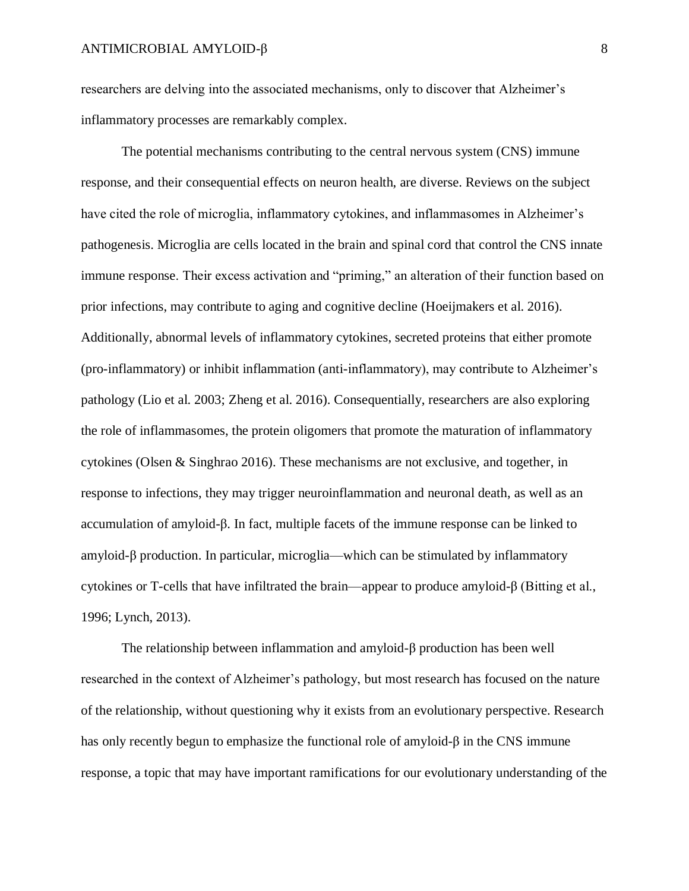researchers are delving into the associated mechanisms, only to discover that Alzheimer's inflammatory processes are remarkably complex.

The potential mechanisms contributing to the central nervous system (CNS) immune response, and their consequential effects on neuron health, are diverse. Reviews on the subject have cited the role of microglia, inflammatory cytokines, and inflammasomes in Alzheimer's pathogenesis. Microglia are cells located in the brain and spinal cord that control the CNS innate immune response. Their excess activation and "priming," an alteration of their function based on prior infections, may contribute to aging and cognitive decline (Hoeijmakers et al. 2016). Additionally, abnormal levels of inflammatory cytokines, secreted proteins that either promote (pro-inflammatory) or inhibit inflammation (anti-inflammatory), may contribute to Alzheimer's pathology (Lio et al. 2003; Zheng et al. 2016). Consequentially, researchers are also exploring the role of inflammasomes, the protein oligomers that promote the maturation of inflammatory cytokines (Olsen & Singhrao 2016). These mechanisms are not exclusive, and together, in response to infections, they may trigger neuroinflammation and neuronal death, as well as an accumulation of amyloid-β. In fact, multiple facets of the immune response can be linked to amyloid-β production. In particular, microglia—which can be stimulated by inflammatory cytokines or T-cells that have infiltrated the brain—appear to produce amyloid-β (Bitting et al., 1996; Lynch, 2013).

The relationship between inflammation and amyloid-β production has been well researched in the context of Alzheimer's pathology, but most research has focused on the nature of the relationship, without questioning why it exists from an evolutionary perspective. Research has only recently begun to emphasize the functional role of amyloid-β in the CNS immune response, a topic that may have important ramifications for our evolutionary understanding of the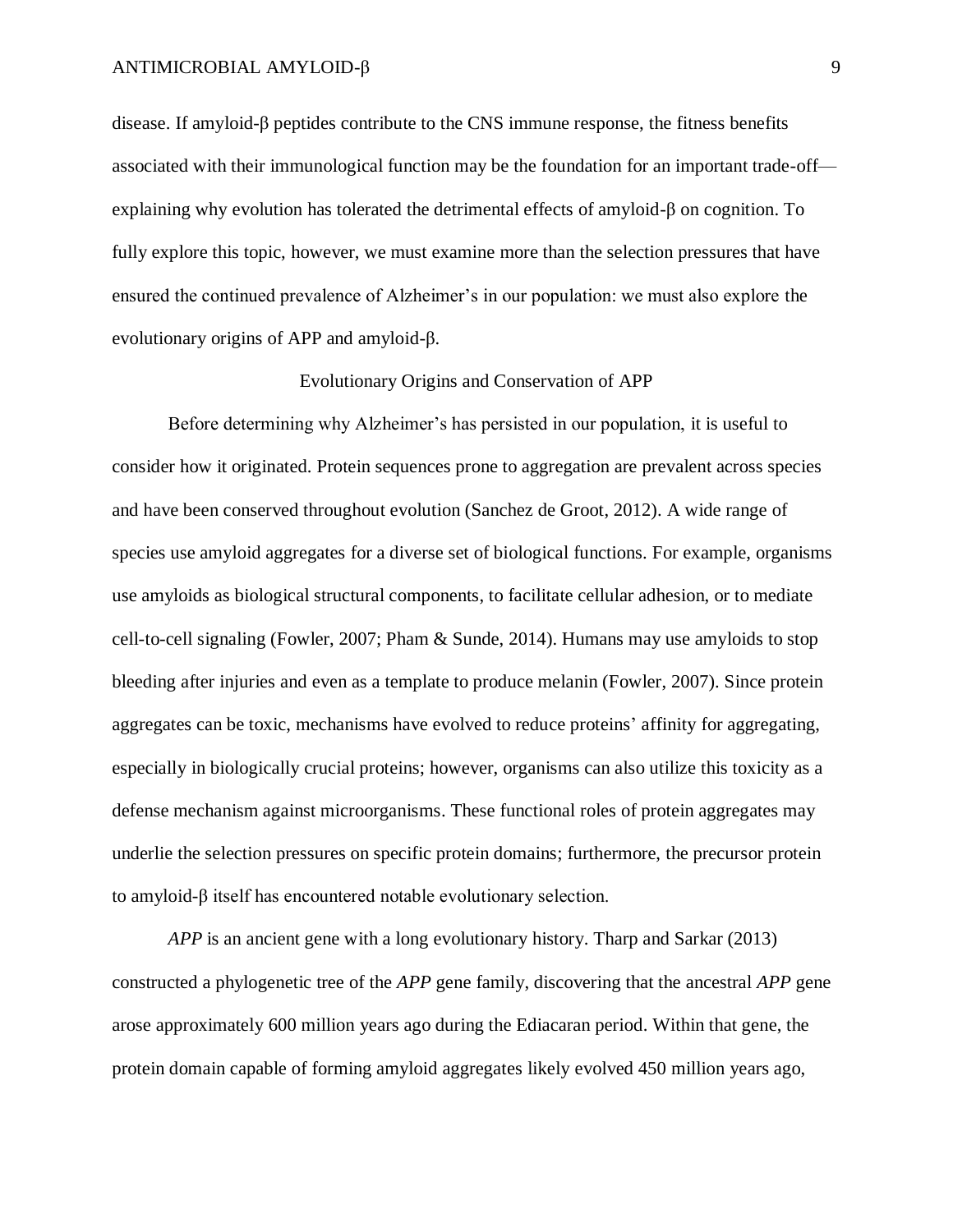disease. If amyloid-β peptides contribute to the CNS immune response, the fitness benefits associated with their immunological function may be the foundation for an important trade-off—explaining why evolution has tolerated the detrimental effects of amyloid-β on cognition. To fully explore this topic, however, we must examine more than the selection pressures that have ensured the continued prevalence of Alzheimer's in our population: we must also explore the evolutionary origins of APP and amyloid-β.

## Evolutionary Origins and Conservation of APP

Before determining why Alzheimer's has persisted in our population, it is useful to consider how it originated. Protein sequences prone to aggregation are prevalent across species and have been conserved throughout evolution (Sanchez de Groot, 2012). A wide range of species use amyloid aggregates for a diverse set of biological functions. For example, organisms use amyloids as biological structural components, to facilitate cellular adhesion, or to mediate cell-to-cell signaling (Fowler, 2007; Pham & Sunde, 2014). Humans may use amyloids to stop bleeding after injuries and even as a template to produce melanin (Fowler, 2007). Since protein aggregates can be toxic, mechanisms have evolved to reduce proteins' affinity for aggregating, especially in biologically crucial proteins; however, organisms can also utilize this toxicity as a defense mechanism against microorganisms. These functional roles of protein aggregates may underlie the selection pressures on specific protein domains; furthermore, the precursor protein to amyloid-β itself has encountered notable evolutionary selection.

*APP* is an ancient gene with a long evolutionary history. Tharp and Sarkar (2013) constructed a phylogenetic tree of the *APP* gene family, discovering that the ancestral *APP* gene arose approximately 600 million years ago during the Ediacaran period. Within that gene, the protein domain capable of forming amyloid aggregates likely evolved 450 million years ago,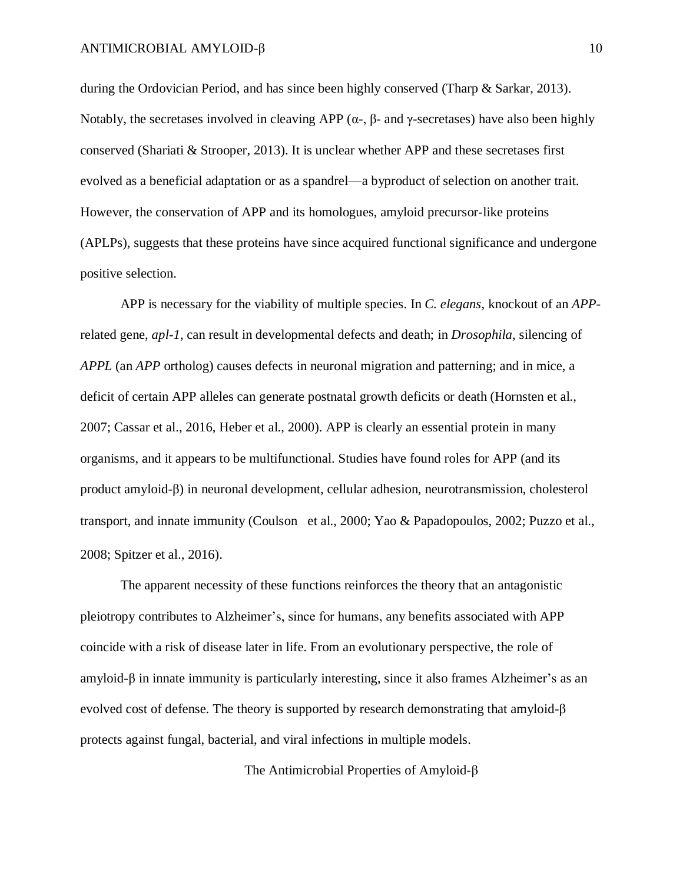during the Ordovician Period, and has since been highly conserved (Tharp & Sarkar, 2013). Notably, the secretases involved in cleaving APP (α-, β- and γ-secretases) have also been highly conserved (Shariati & Strooper, 2013). It is unclear whether APP and these secretases first evolved as a beneficial adaptation or as a spandrel—a byproduct of selection on another trait. However, the conservation of APP and its homologues, amyloid precursor-like proteins (APLPs), suggests that these proteins have since acquired functional significance and undergone positive selection.

APP is necessary for the viability of multiple species. In *C. elegans*, knockout of an *APP*-related gene, *apl-1*, can result in developmental defects and death; in *Drosophila*, silencing of *APPL* (an *APP* ortholog) causes defects in neuronal migration and patterning; and in mice, a deficit of certain APP alleles can generate postnatal growth deficits or death (Hornsten et al., 2007; Cassar et al., 2016, Heber et al., 2000). APP is clearly an essential protein in many organisms, and it appears to be multifunctional. Studies have found roles for APP (and its product amyloid-β) in neuronal development, cellular adhesion, neurotransmission, cholesterol transport, and innate immunity (Coulson et al., 2000; Yao & Papadopoulos, 2002; Puzzo et al., 2008; Spitzer et al., 2016).

The apparent necessity of these functions reinforces the theory that an antagonistic pleiotropy contributes to Alzheimer's, since for humans, any benefits associated with APP coincide with a risk of disease later in life. From an evolutionary perspective, the role of amyloid-β in innate immunity is particularly interesting, since it also frames Alzheimer's as an evolved cost of defense. The theory is supported by research demonstrating that amyloid-β protects against fungal, bacterial, and viral infections in multiple models.

## The Antimicrobial Properties of Amyloid-β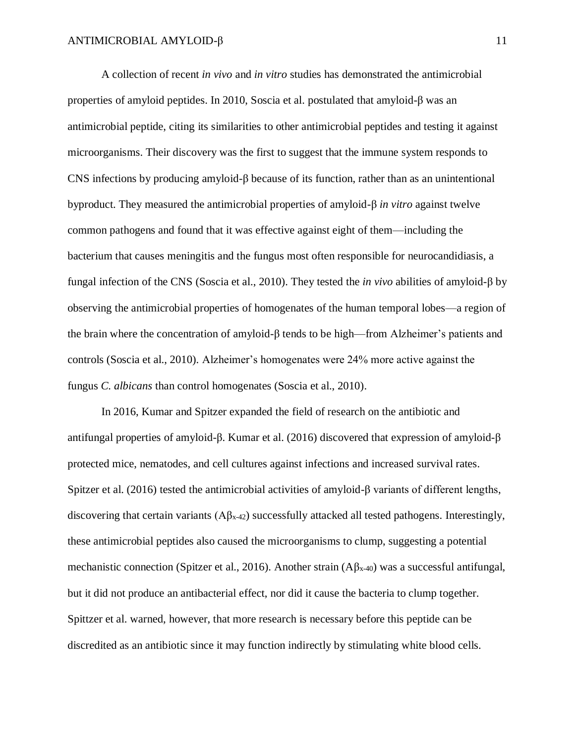A collection of recent *in vivo* and *in vitro* studies has demonstrated the antimicrobial properties of amyloid peptides. In 2010, Soscia et al. postulated that amyloid-β was an antimicrobial peptide, citing its similarities to other antimicrobial peptides and testing it against microorganisms. Their discovery was the first to suggest that the immune system responds to CNS infections by producing amyloid-β because of its function, rather than as an unintentional byproduct. They measured the antimicrobial properties of amyloid-β *in vitro* against twelve common pathogens and found that it was effective against eight of them—including the bacterium that causes meningitis and the fungus most often responsible for neurocandidiasis, a fungal infection of the CNS (Soscia et al., 2010). They tested the *in vivo* abilities of amyloid-β by observing the antimicrobial properties of homogenates of the human temporal lobes—a region of the brain where the concentration of amyloid-β tends to be high—from Alzheimer's patients and controls (Soscia et al., 2010). Alzheimer's homogenates were 24% more active against the fungus *C. albicans* than control homogenates (Soscia et al., 2010).

In 2016, Kumar and Spitzer expanded the field of research on the antibiotic and antifungal properties of amyloid-β. Kumar et al. (2016) discovered that expression of amyloid-β protected mice, nematodes, and cell cultures against infections and increased survival rates. Spitzer et al. (2016) tested the antimicrobial activities of amyloid-β variants of different lengths, discovering that certain variants ($A\beta_{x\text{-}42}$) successfully attacked all tested pathogens. Interestingly, these antimicrobial peptides also caused the microorganisms to clump, suggesting a potential mechanistic connection (Spitzer et al., 2016). Another strain ($A\beta_{x\text{-}40}$) was a successful antifungal, but it did not produce an antibacterial effect, nor did it cause the bacteria to clump together. Spittzer et al. warned, however, that more research is necessary before this peptide can be discredited as an antibiotic since it may function indirectly by stimulating white blood cells.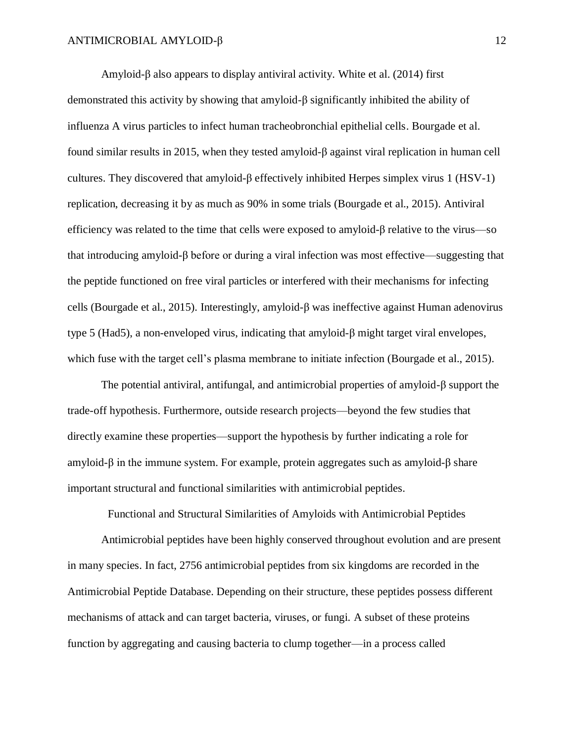Amyloid-β also appears to display antiviral activity. White et al. (2014) first demonstrated this activity by showing that amyloid-β significantly inhibited the ability of influenza A virus particles to infect human tracheobronchial epithelial cells. Bourgade et al. found similar results in 2015, when they tested amyloid-β against viral replication in human cell cultures. They discovered that amyloid-β effectively inhibited Herpes simplex virus 1 (HSV-1) replication, decreasing it by as much as 90% in some trials (Bourgade et al., 2015). Antiviral efficiency was related to the time that cells were exposed to amyloid-β relative to the virus—so that introducing amyloid-β before or during a viral infection was most effective—suggesting that the peptide functioned on free viral particles or interfered with their mechanisms for infecting cells (Bourgade et al., 2015). Interestingly, amyloid-β was ineffective against Human adenovirus type 5 (Had5), a non-enveloped virus, indicating that amyloid-β might target viral envelopes, which fuse with the target cell's plasma membrane to initiate infection (Bourgade et al., 2015).

The potential antiviral, antifungal, and antimicrobial properties of amyloid-β support the trade-off hypothesis. Furthermore, outside research projects—beyond the few studies that directly examine these properties—support the hypothesis by further indicating a role for amyloid-β in the immune system. For example, protein aggregates such as amyloid-β share important structural and functional similarities with antimicrobial peptides.

## Functional and Structural Similarities of Amyloids with Antimicrobial Peptides

Antimicrobial peptides have been highly conserved throughout evolution and are present in many species. In fact, 2756 antimicrobial peptides from six kingdoms are recorded in the Antimicrobial Peptide Database. Depending on their structure, these peptides possess different mechanisms of attack and can target bacteria, viruses, or fungi. A subset of these proteins function by aggregating and causing bacteria to clump together—in a process called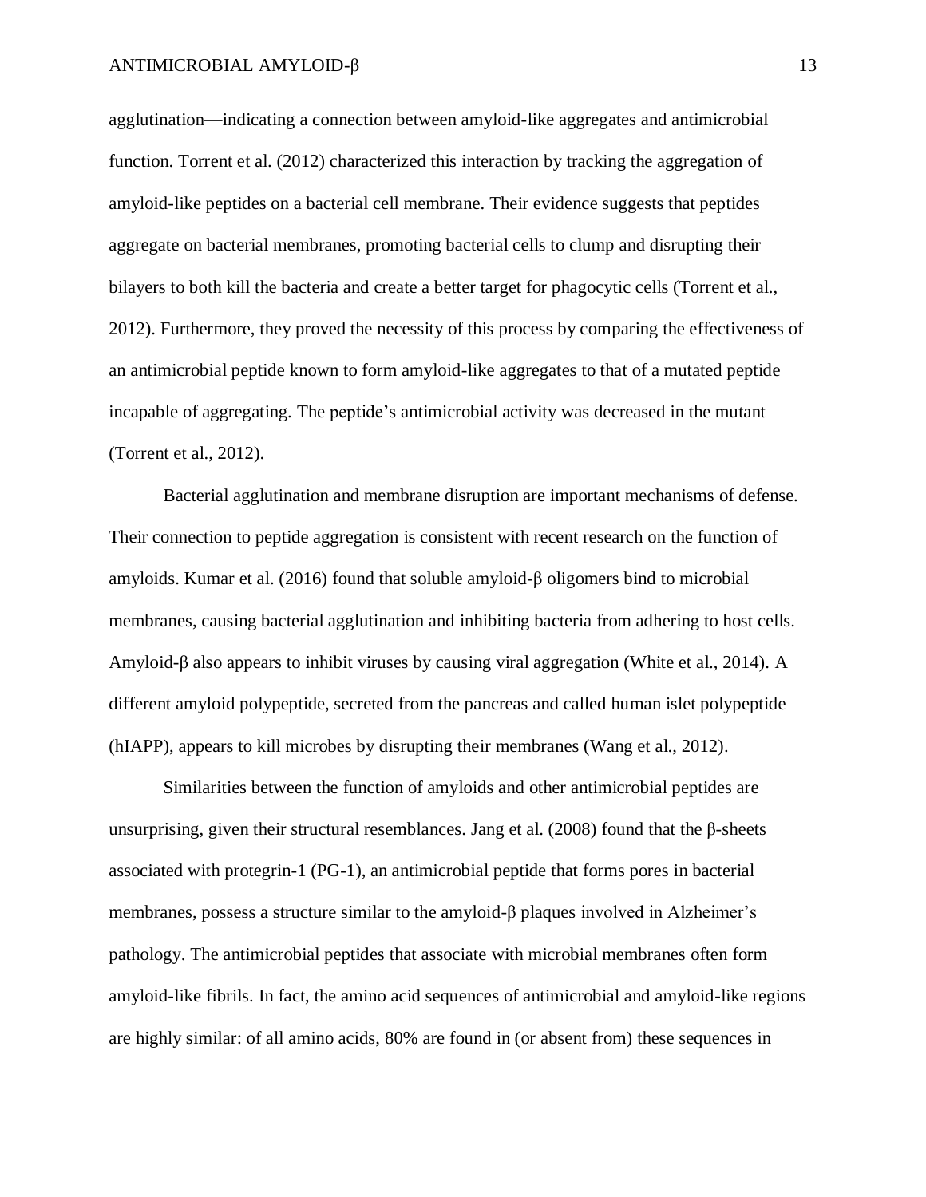agglutination—indicating a connection between amyloid-like aggregates and antimicrobial function. Torrent et al. (2012) characterized this interaction by tracking the aggregation of amyloid-like peptides on a bacterial cell membrane. Their evidence suggests that peptides aggregate on bacterial membranes, promoting bacterial cells to clump and disrupting their bilayers to both kill the bacteria and create a better target for phagocytic cells (Torrent et al., 2012). Furthermore, they proved the necessity of this process by comparing the effectiveness of an antimicrobial peptide known to form amyloid-like aggregates to that of a mutated peptide incapable of aggregating. The peptide's antimicrobial activity was decreased in the mutant (Torrent et al., 2012).

Bacterial agglutination and membrane disruption are important mechanisms of defense. Their connection to peptide aggregation is consistent with recent research on the function of amyloids. Kumar et al. (2016) found that soluble amyloid-β oligomers bind to microbial membranes, causing bacterial agglutination and inhibiting bacteria from adhering to host cells. Amyloid-β also appears to inhibit viruses by causing viral aggregation (White et al., 2014). A different amyloid polypeptide, secreted from the pancreas and called human islet polypeptide (hIAPP), appears to kill microbes by disrupting their membranes (Wang et al., 2012).

Similarities between the function of amyloids and other antimicrobial peptides are unsurprising, given their structural resemblances. Jang et al. (2008) found that the β-sheets associated with protegrin-1 (PG-1), an antimicrobial peptide that forms pores in bacterial membranes, possess a structure similar to the amyloid-β plaques involved in Alzheimer's pathology. The antimicrobial peptides that associate with microbial membranes often form amyloid-like fibrils. In fact, the amino acid sequences of antimicrobial and amyloid-like regions are highly similar: of all amino acids, 80% are found in (or absent from) these sequences in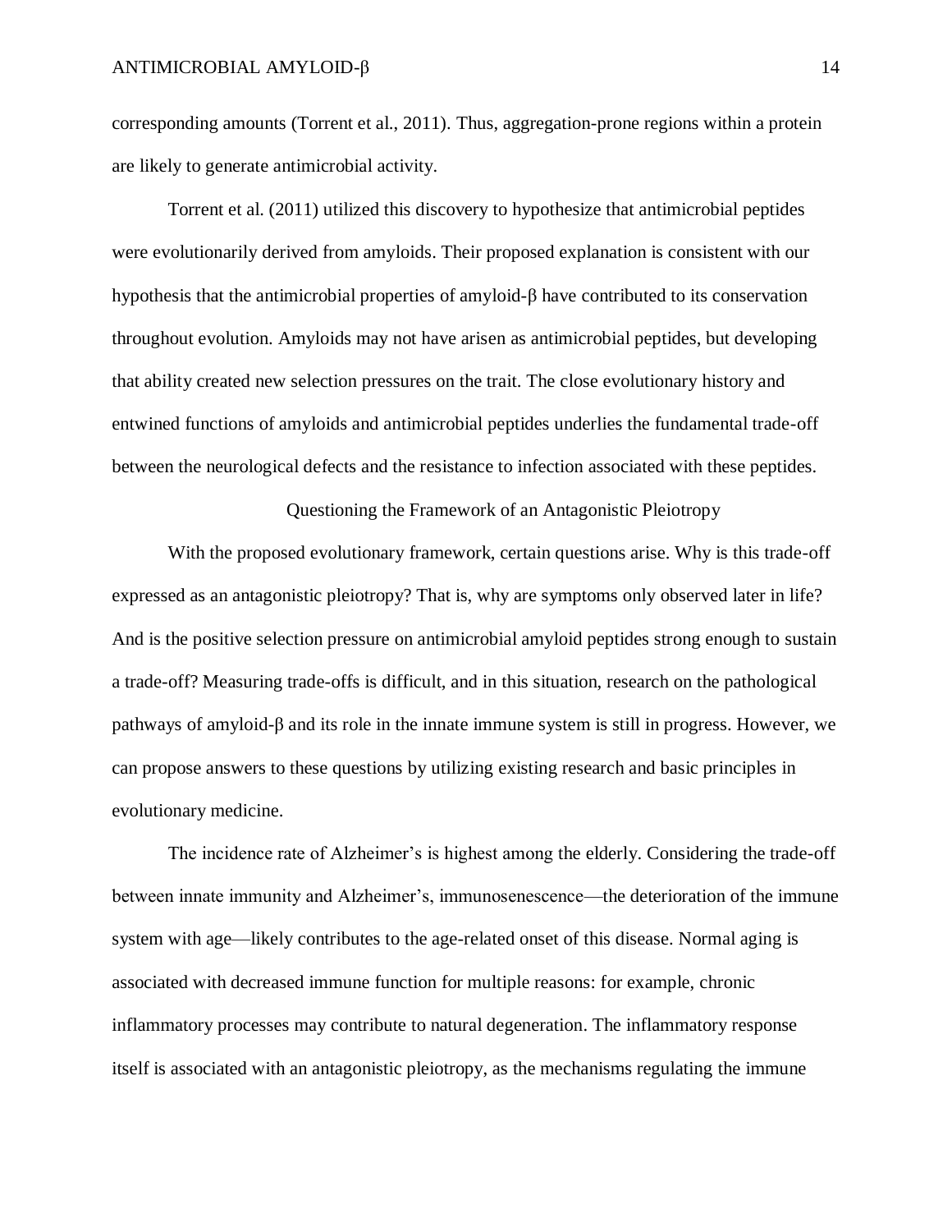corresponding amounts (Torrent et al., 2011). Thus, aggregation-prone regions within a protein are likely to generate antimicrobial activity.

Torrent et al. (2011) utilized this discovery to hypothesize that antimicrobial peptides were evolutionarily derived from amyloids. Their proposed explanation is consistent with our hypothesis that the antimicrobial properties of amyloid-β have contributed to its conservation throughout evolution. Amyloids may not have arisen as antimicrobial peptides, but developing that ability created new selection pressures on the trait. The close evolutionary history and entwined functions of amyloids and antimicrobial peptides underlies the fundamental trade-off between the neurological defects and the resistance to infection associated with these peptides.

## Questioning the Framework of an Antagonistic Pleiotropy

With the proposed evolutionary framework, certain questions arise. Why is this trade-off expressed as an antagonistic pleiotropy? That is, why are symptoms only observed later in life? And is the positive selection pressure on antimicrobial amyloid peptides strong enough to sustain a trade-off? Measuring trade-offs is difficult, and in this situation, research on the pathological pathways of amyloid-β and its role in the innate immune system is still in progress. However, we can propose answers to these questions by utilizing existing research and basic principles in evolutionary medicine.

The incidence rate of Alzheimer's is highest among the elderly. Considering the trade-off between innate immunity and Alzheimer's, immunosenescence—the deterioration of the immune system with age—likely contributes to the age-related onset of this disease. Normal aging is associated with decreased immune function for multiple reasons: for example, chronic inflammatory processes may contribute to natural degeneration. The inflammatory response itself is associated with an antagonistic pleiotropy, as the mechanisms regulating the immune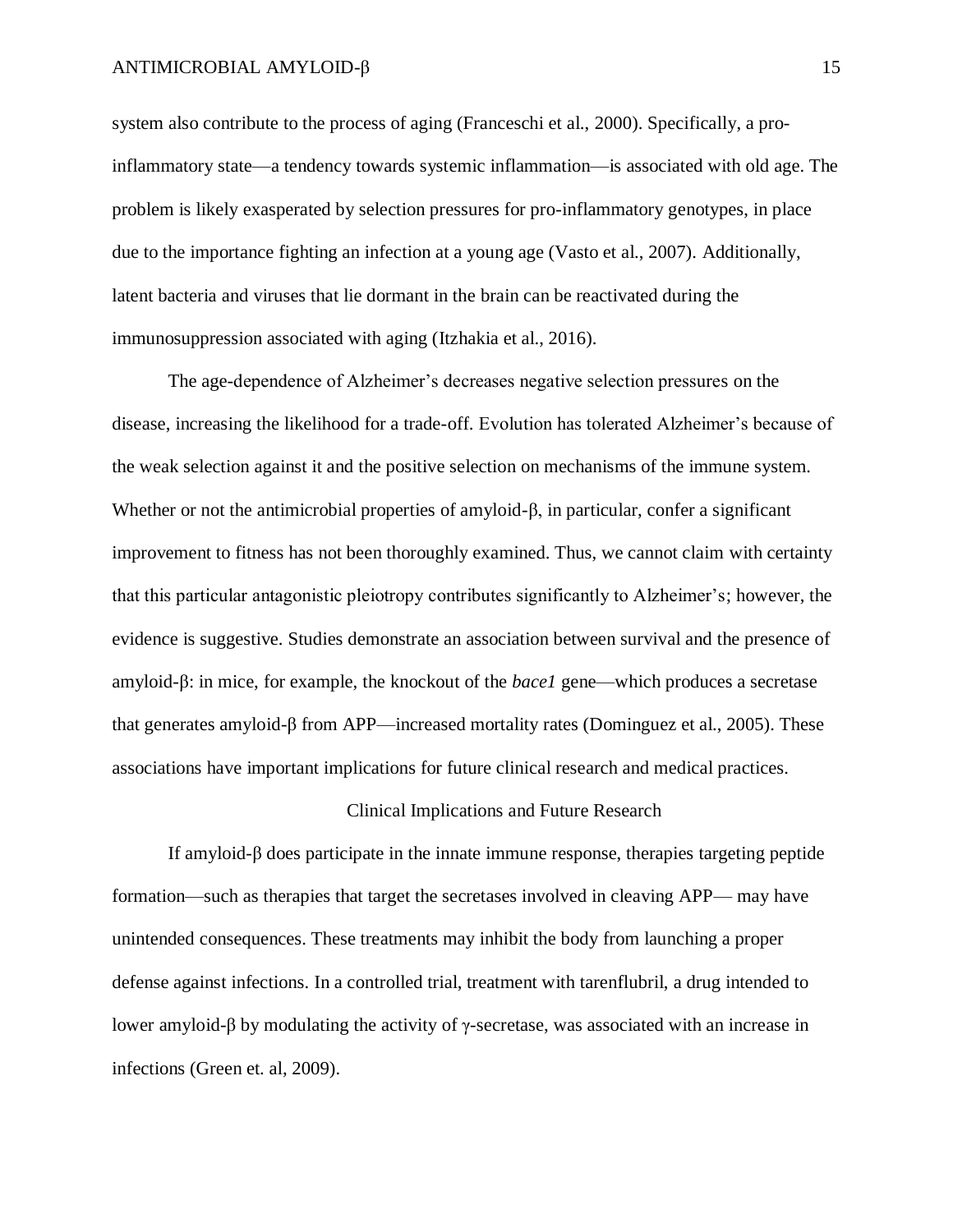system also contribute to the process of aging (Franceschi et al., 2000). Specifically, a pro-inflammatory state—a tendency towards systemic inflammation—is associated with old age. The problem is likely exasperated by selection pressures for pro-inflammatory genotypes, in place due to the importance fighting an infection at a young age (Vasto et al., 2007). Additionally, latent bacteria and viruses that lie dormant in the brain can be reactivated during the immunosuppression associated with aging (Itzhakia et al., 2016).

The age-dependence of Alzheimer's decreases negative selection pressures on the disease, increasing the likelihood for a trade-off. Evolution has tolerated Alzheimer's because of the weak selection against it and the positive selection on mechanisms of the immune system. Whether or not the antimicrobial properties of amyloid-β, in particular, confer a significant improvement to fitness has not been thoroughly examined. Thus, we cannot claim with certainty that this particular antagonistic pleiotropy contributes significantly to Alzheimer's; however, the evidence is suggestive. Studies demonstrate an association between survival and the presence of amyloid-β: in mice, for example, the knockout of the *bace1* gene—which produces a secretase that generates amyloid-β from APP—increased mortality rates (Dominguez et al., 2005). These associations have important implications for future clinical research and medical practices.

## Clinical Implications and Future Research

If amyloid-β does participate in the innate immune response, therapies targeting peptide formation—such as therapies that target the secretases involved in cleaving APP— may have unintended consequences. These treatments may inhibit the body from launching a proper defense against infections. In a controlled trial, treatment with tarenflubril, a drug intended to lower amyloid-β by modulating the activity of γ-secretase, was associated with an increase in infections (Green et. al, 2009).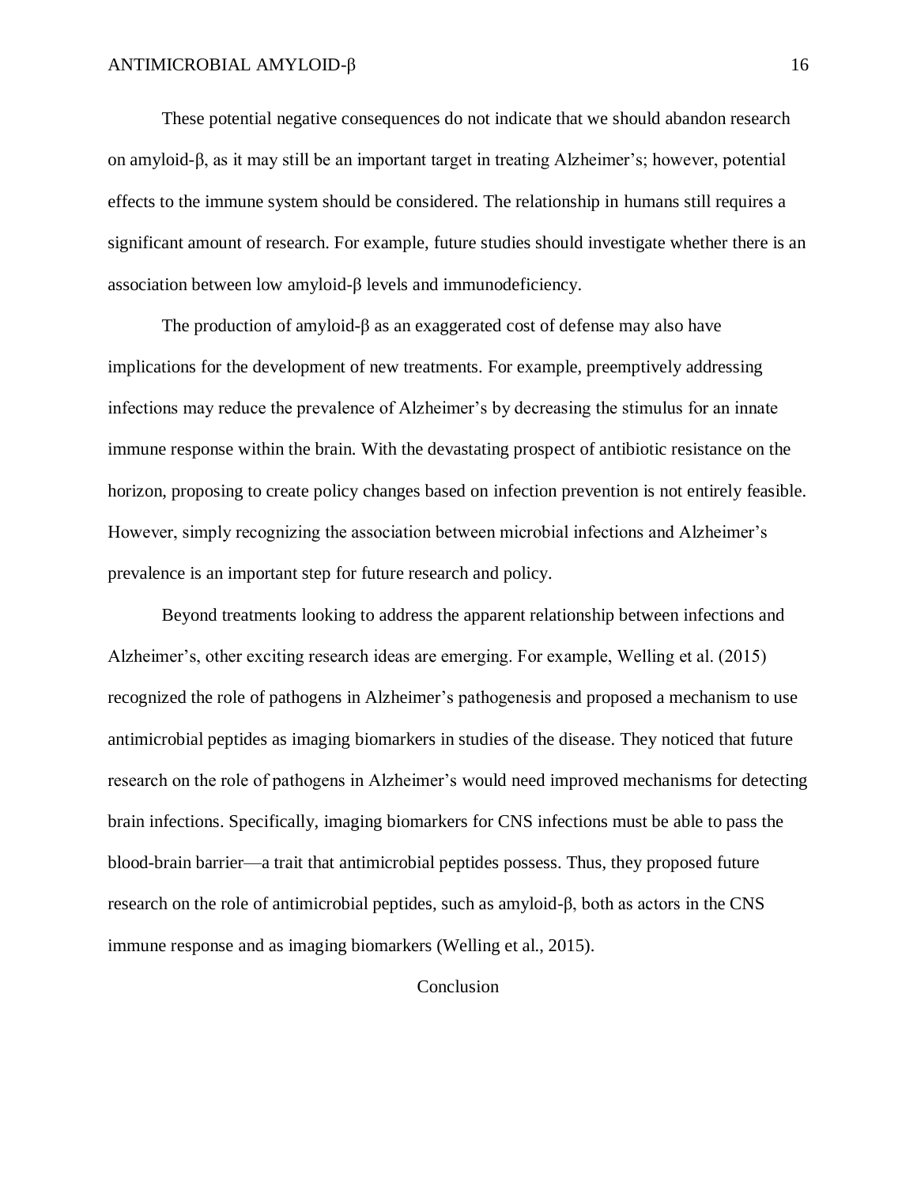These potential negative consequences do not indicate that we should abandon research on amyloid-β, as it may still be an important target in treating Alzheimer's; however, potential effects to the immune system should be considered. The relationship in humans still requires a significant amount of research. For example, future studies should investigate whether there is an association between low amyloid-β levels and immunodeficiency.

The production of amyloid-β as an exaggerated cost of defense may also have implications for the development of new treatments. For example, preemptively addressing infections may reduce the prevalence of Alzheimer's by decreasing the stimulus for an innate immune response within the brain. With the devastating prospect of antibiotic resistance on the horizon, proposing to create policy changes based on infection prevention is not entirely feasible. However, simply recognizing the association between microbial infections and Alzheimer's prevalence is an important step for future research and policy.

Beyond treatments looking to address the apparent relationship between infections and Alzheimer's, other exciting research ideas are emerging. For example, Welling et al. (2015) recognized the role of pathogens in Alzheimer's pathogenesis and proposed a mechanism to use antimicrobial peptides as imaging biomarkers in studies of the disease. They noticed that future research on the role of pathogens in Alzheimer's would need improved mechanisms for detecting brain infections. Specifically, imaging biomarkers for CNS infections must be able to pass the blood-brain barrier—a trait that antimicrobial peptides possess. Thus, they proposed future research on the role of antimicrobial peptides, such as amyloid-β, both as actors in the CNS immune response and as imaging biomarkers (Welling et al., 2015).

## Conclusion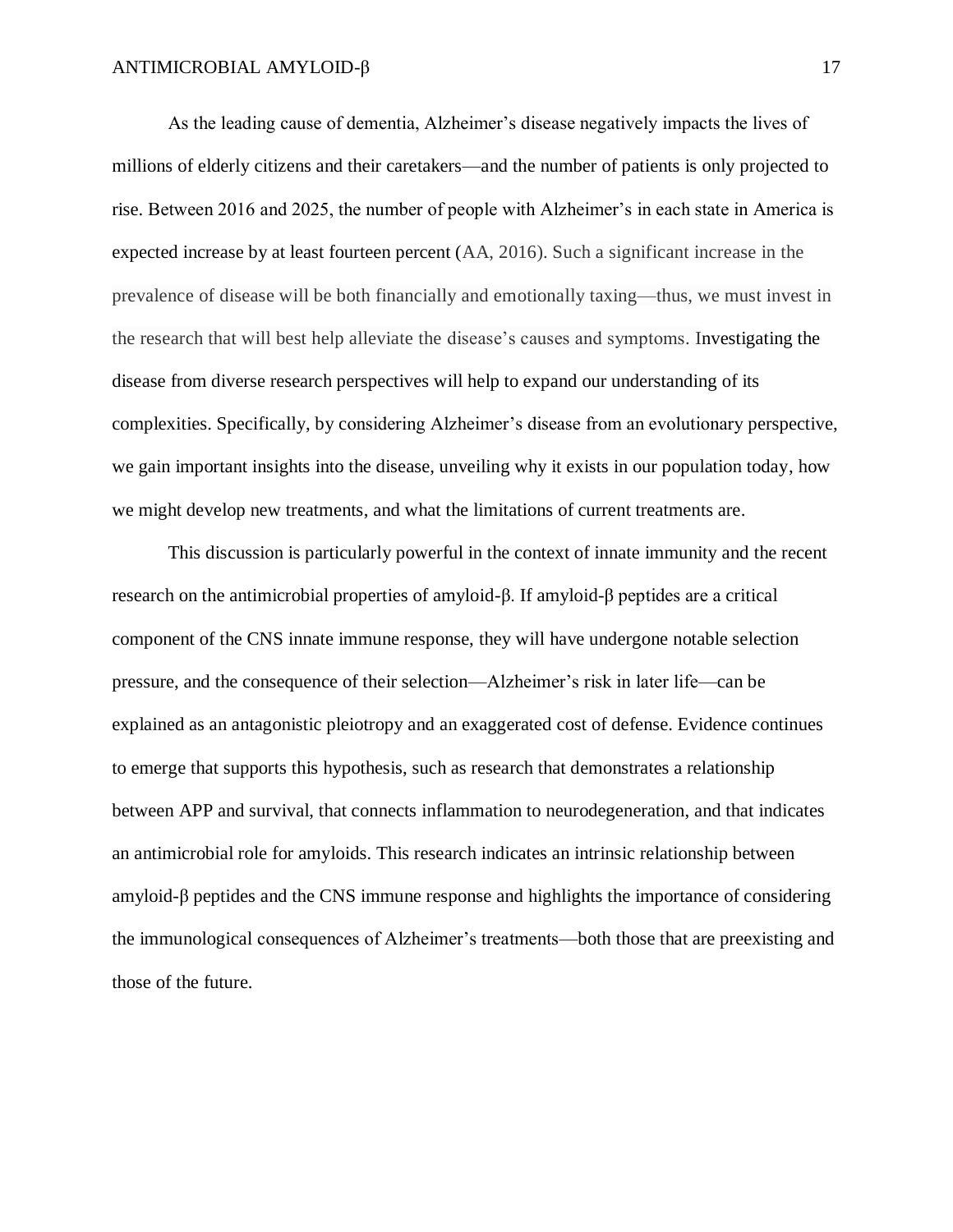As the leading cause of dementia, Alzheimer's disease negatively impacts the lives of millions of elderly citizens and their caretakers—and the number of patients is only projected to rise. Between 2016 and 2025, the number of people with Alzheimer's in each state in America is expected increase by at least fourteen percent (AA, 2016). Such a significant increase in the prevalence of disease will be both financially and emotionally taxing—thus, we must invest in the research that will best help alleviate the disease's causes and symptoms. Investigating the disease from diverse research perspectives will help to expand our understanding of its complexities. Specifically, by considering Alzheimer's disease from an evolutionary perspective, we gain important insights into the disease, unveiling why it exists in our population today, how we might develop new treatments, and what the limitations of current treatments are.

This discussion is particularly powerful in the context of innate immunity and the recent research on the antimicrobial properties of amyloid-β. If amyloid-β peptides are a critical component of the CNS innate immune response, they will have undergone notable selection pressure, and the consequence of their selection—Alzheimer's risk in later life—can be explained as an antagonistic pleiotropy and an exaggerated cost of defense. Evidence continues to emerge that supports this hypothesis, such as research that demonstrates a relationship between APP and survival, that connects inflammation to neurodegeneration, and that indicates an antimicrobial role for amyloids. This research indicates an intrinsic relationship between amyloid-β peptides and the CNS immune response and highlights the importance of considering the immunological consequences of Alzheimer's treatments—both those that are preexisting and those of the future.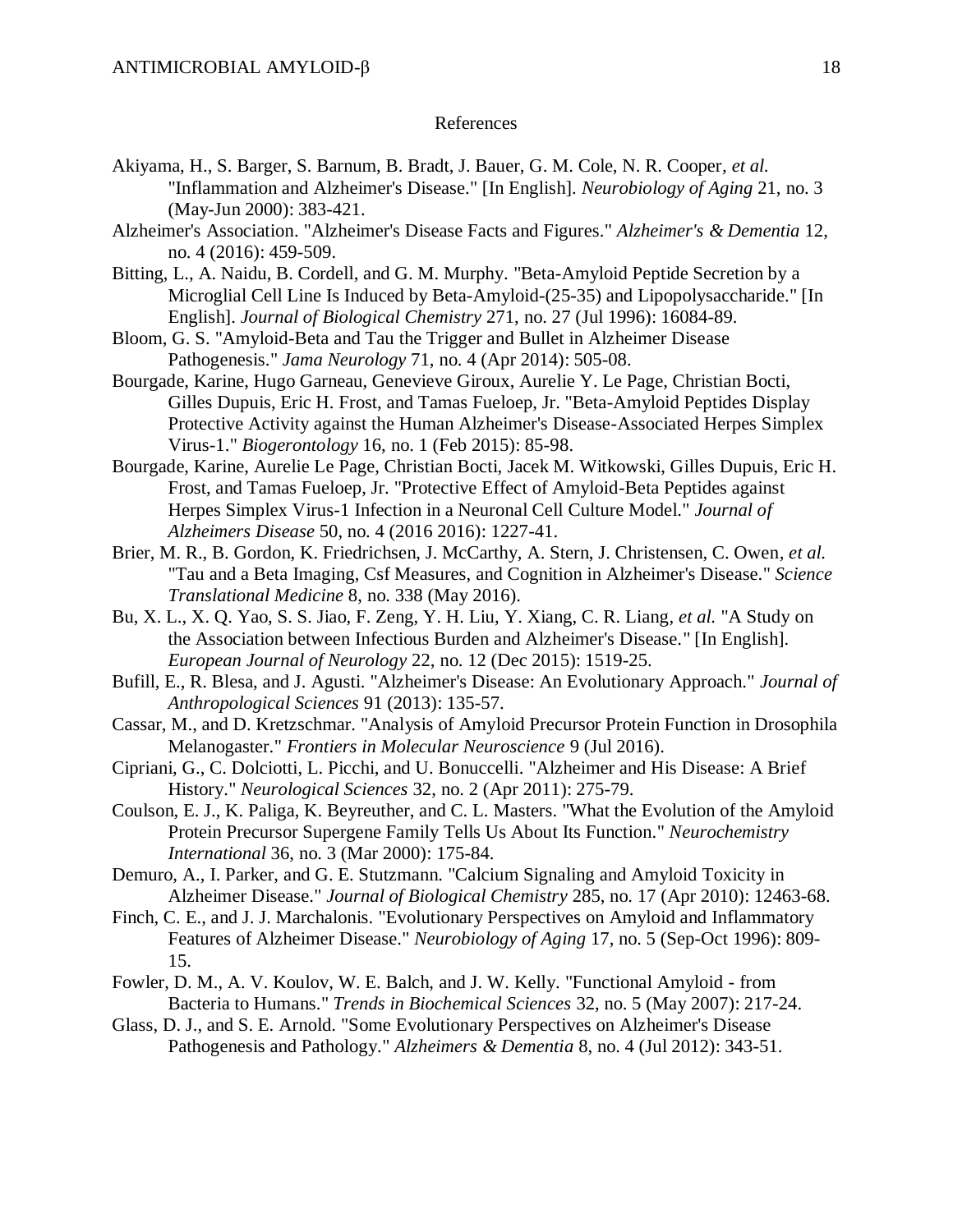## References

Akiyama, H., S. Barger, S. Barnum, B. Bradt, J. Bauer, G. M. Cole, N. R. Cooper, *et al.* "Inflammation and Alzheimer's Disease." [In English]. *Neurobiology of Aging* 21, no. 3 (May-Jun 2000): 383-421.

Alzheimer's Association. "Alzheimer's Disease Facts and Figures." *Alzheimer's & Dementia* 12, no. 4 (2016): 459-509.

Bitting, L., A. Naidu, B. Cordell, and G. M. Murphy. "Beta-Amyloid Peptide Secretion by a Microglial Cell Line Is Induced by Beta-Amyloid-(25-35) and Lipopolysaccharide." [In English]. *Journal of Biological Chemistry* 271, no. 27 (Jul 1996): 16084-89.

Bloom, G. S. "Amyloid-Beta and Tau the Trigger and Bullet in Alzheimer Disease Pathogenesis." *Jama Neurology* 71, no. 4 (Apr 2014): 505-08.

Bourgade, Karine, Hugo Garneau, Genevieve Giroux, Aurelie Y. Le Page, Christian Bocti, Gilles Dupuis, Eric H. Frost, and Tamas Fueloep, Jr. "Beta-Amyloid Peptides Display Protective Activity against the Human Alzheimer's Disease-Associated Herpes Simplex Virus-1." *Biogerontology* 16, no. 1 (Feb 2015): 85-98.

Bourgade, Karine, Aurelie Le Page, Christian Bocti, Jacek M. Witkowski, Gilles Dupuis, Eric H. Frost, and Tamas Fueloep, Jr. "Protective Effect of Amyloid-Beta Peptides against Herpes Simplex Virus-1 Infection in a Neuronal Cell Culture Model." *Journal of Alzheimers Disease* 50, no. 4 (2016 2016): 1227-41.

Brier, M. R., B. Gordon, K. Friedrichsen, J. McCarthy, A. Stern, J. Christensen, C. Owen, *et al.* "Tau and a Beta Imaging, Csf Measures, and Cognition in Alzheimer's Disease." *Science Translational Medicine* 8, no. 338 (May 2016).

Bu, X. L., X. Q. Yao, S. S. Jiao, F. Zeng, Y. H. Liu, Y. Xiang, C. R. Liang, *et al.* "A Study on the Association between Infectious Burden and Alzheimer's Disease." [In English]. *European Journal of Neurology* 22, no. 12 (Dec 2015): 1519-25.

Bufill, E., R. Blesa, and J. Agusti. "Alzheimer's Disease: An Evolutionary Approach." *Journal of Anthropological Sciences* 91 (2013): 135-57.

Cassar, M., and D. Kretzschmar. "Analysis of Amyloid Precursor Protein Function in Drosophila Melanogaster." *Frontiers in Molecular Neuroscience* 9 (Jul 2016).

Cipriani, G., C. Dolciotti, L. Picchi, and U. Bonuccelli. "Alzheimer and His Disease: A Brief History." *Neurological Sciences* 32, no. 2 (Apr 2011): 275-79.

Coulson, E. J., K. Paliga, K. Beyreuther, and C. L. Masters. "What the Evolution of the Amyloid Protein Precursor Supergene Family Tells Us About Its Function." *Neurochemistry International* 36, no. 3 (Mar 2000): 175-84.

Demuro, A., I. Parker, and G. E. Stutzmann. "Calcium Signaling and Amyloid Toxicity in Alzheimer Disease." *Journal of Biological Chemistry* 285, no. 17 (Apr 2010): 12463-68.

Finch, C. E., and J. J. Marchalonis. "Evolutionary Perspectives on Amyloid and Inflammatory Features of Alzheimer Disease." *Neurobiology of Aging* 17, no. 5 (Sep-Oct 1996): 809-15.

Fowler, D. M., A. V. Koulov, W. E. Balch, and J. W. Kelly. "Functional Amyloid - from Bacteria to Humans." *Trends in Biochemical Sciences* 32, no. 5 (May 2007): 217-24.

Glass, D. J., and S. E. Arnold. "Some Evolutionary Perspectives on Alzheimer's Disease Pathogenesis and Pathology." *Alzheimers & Dementia* 8, no. 4 (Jul 2012): 343-51.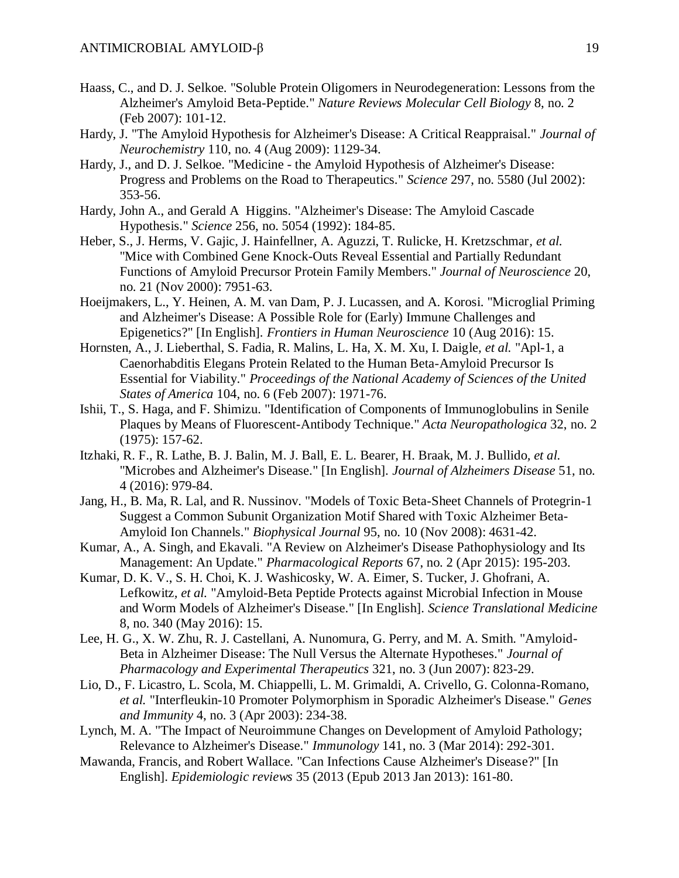Haass, C., and D. J. Selkoe. "Soluble Protein Oligomers in Neurodegeneration: Lessons from the Alzheimer's Amyloid Beta-Peptide." *Nature Reviews Molecular Cell Biology* 8, no. 2 (Feb 2007): 101-12.

Hardy, J. "The Amyloid Hypothesis for Alzheimer's Disease: A Critical Reappraisal." *Journal of Neurochemistry* 110, no. 4 (Aug 2009): 1129-34.

Hardy, J., and D. J. Selkoe. "Medicine - the Amyloid Hypothesis of Alzheimer's Disease: Progress and Problems on the Road to Therapeutics." *Science* 297, no. 5580 (Jul 2002): 353-56.

Hardy, John A., and Gerald A Higgins. "Alzheimer's Disease: The Amyloid Cascade Hypothesis." *Science* 256, no. 5054 (1992): 184-85.

Heber, S., J. Herms, V. Gajic, J. Hainfellner, A. Aguzzi, T. Rulicke, H. Kretzschmar, *et al.* "Mice with Combined Gene Knock-Outs Reveal Essential and Partially Redundant Functions of Amyloid Precursor Protein Family Members." *Journal of Neuroscience* 20, no. 21 (Nov 2000): 7951-63.

Hoeijmakers, L., Y. Heinen, A. M. van Dam, P. J. Lucassen, and A. Korosi. "Microglial Priming and Alzheimer's Disease: A Possible Role for (Early) Immune Challenges and Epigenetics?" [In English]. *Frontiers in Human Neuroscience* 10 (Aug 2016): 15.

Hornsten, A., J. Lieberthal, S. Fadia, R. Malins, L. Ha, X. M. Xu, I. Daigle, *et al.* "Apl-1, a Caenorhabditis Elegans Protein Related to the Human Beta-Amyloid Precursor Is Essential for Viability." *Proceedings of the National Academy of Sciences of the United States of America* 104, no. 6 (Feb 2007): 1971-76.

Ishii, T., S. Haga, and F. Shimizu. "Identification of Components of Immunoglobulins in Senile Plaques by Means of Fluorescent-Antibody Technique." *Acta Neuropathologica* 32, no. 2 (1975): 157-62.

Itzhaki, R. F., R. Lathe, B. J. Balin, M. J. Ball, E. L. Bearer, H. Braak, M. J. Bullido, *et al.* "Microbes and Alzheimer's Disease." [In English]. *Journal of Alzheimers Disease* 51, no. 4 (2016): 979-84.

Jang, H., B. Ma, R. Lal, and R. Nussinov. "Models of Toxic Beta-Sheet Channels of Protegrin-1 Suggest a Common Subunit Organization Motif Shared with Toxic Alzheimer Beta-Amyloid Ion Channels." *Biophysical Journal* 95, no. 10 (Nov 2008): 4631-42.

Kumar, A., A. Singh, and Ekavali. "A Review on Alzheimer's Disease Pathophysiology and Its Management: An Update." *Pharmacological Reports* 67, no. 2 (Apr 2015): 195-203.

Kumar, D. K. V., S. H. Choi, K. J. Washicosky, W. A. Eimer, S. Tucker, J. Ghofrani, A. Lefkowitz, *et al.* "Amyloid-Beta Peptide Protects against Microbial Infection in Mouse and Worm Models of Alzheimer's Disease." [In English]. *Science Translational Medicine* 8, no. 340 (May 2016): 15.

Lee, H. G., X. W. Zhu, R. J. Castellani, A. Nunomura, G. Perry, and M. A. Smith. "Amyloid-Beta in Alzheimer Disease: The Null Versus the Alternate Hypotheses." *Journal of Pharmacology and Experimental Therapeutics* 321, no. 3 (Jun 2007): 823-29.

Lio, D., F. Licastro, L. Scola, M. Chiappelli, L. M. Grimaldi, A. Crivello, G. Colonna-Romano, *et al.* "Interfleukin-10 Promoter Polymorphism in Sporadic Alzheimer's Disease." *Genes and Immunity* 4, no. 3 (Apr 2003): 234-38.

Lynch, M. A. "The Impact of Neuroimmune Changes on Development of Amyloid Pathology; Relevance to Alzheimer's Disease." *Immunology* 141, no. 3 (Mar 2014): 292-301.

Mawanda, Francis, and Robert Wallace. "Can Infections Cause Alzheimer's Disease?" [In English]. *Epidemiologic reviews* 35 (2013 (Epub 2013 Jan 2013): 161-80.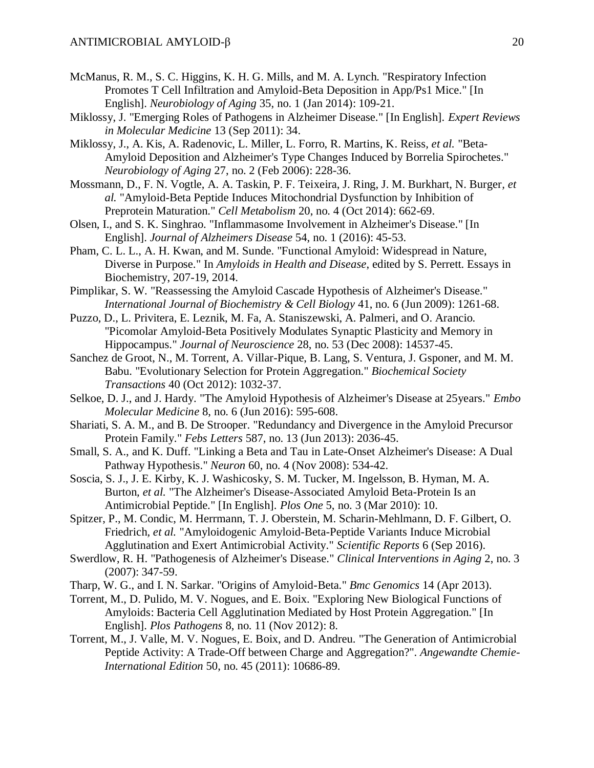McManus, R. M., S. C. Higgins, K. H. G. Mills, and M. A. Lynch. "Respiratory Infection Promotes T Cell Infiltration and Amyloid-Beta Deposition in App/Ps1 Mice." [In English]. *Neurobiology of Aging* 35, no. 1 (Jan 2014): 109-21.

Miklossy, J. "Emerging Roles of Pathogens in Alzheimer Disease." [In English]. *Expert Reviews in Molecular Medicine* 13 (Sep 2011): 34.

Miklossy, J., A. Kis, A. Radenovic, L. Miller, L. Forro, R. Martins, K. Reiss, *et al.* "Beta-Amyloid Deposition and Alzheimer's Type Changes Induced by Borrelia Spirochetes." *Neurobiology of Aging* 27, no. 2 (Feb 2006): 228-36.

Mossmann, D., F. N. Vogtle, A. A. Taskin, P. F. Teixeira, J. Ring, J. M. Burkhart, N. Burger, *et al.* "Amyloid-Beta Peptide Induces Mitochondrial Dysfunction by Inhibition of Preprotein Maturation." *Cell Metabolism* 20, no. 4 (Oct 2014): 662-69.

Olsen, I., and S. K. Singhrao. "Inflammasome Involvement in Alzheimer's Disease." [In English]. *Journal of Alzheimers Disease* 54, no. 1 (2016): 45-53.

Pham, C. L. L., A. H. Kwan, and M. Sunde. "Functional Amyloid: Widespread in Nature, Diverse in Purpose." In *Amyloids in Health and Disease*, edited by S. Perrett. Essays in Biochemistry, 207-19, 2014.

Pimplikar, S. W. "Reassessing the Amyloid Cascade Hypothesis of Alzheimer's Disease." *International Journal of Biochemistry & Cell Biology* 41, no. 6 (Jun 2009): 1261-68.

Puzzo, D., L. Privitera, E. Leznik, M. Fa, A. Staniszewski, A. Palmeri, and O. Arancio. "Picomolar Amyloid-Beta Positively Modulates Synaptic Plasticity and Memory in Hippocampus." *Journal of Neuroscience* 28, no. 53 (Dec 2008): 14537-45.

Sanchez de Groot, N., M. Torrent, A. Villar-Pique, B. Lang, S. Ventura, J. Gsponer, and M. M. Babu. "Evolutionary Selection for Protein Aggregation." *Biochemical Society Transactions* 40 (Oct 2012): 1032-37.

Selkoe, D. J., and J. Hardy. "The Amyloid Hypothesis of Alzheimer's Disease at 25years." *Embo Molecular Medicine* 8, no. 6 (Jun 2016): 595-608.

Shariati, S. A. M., and B. De Strooper. "Redundancy and Divergence in the Amyloid Precursor Protein Family." *Febs Letters* 587, no. 13 (Jun 2013): 2036-45.

Small, S. A., and K. Duff. "Linking a Beta and Tau in Late-Onset Alzheimer's Disease: A Dual Pathway Hypothesis." *Neuron* 60, no. 4 (Nov 2008): 534-42.

Soscia, S. J., J. E. Kirby, K. J. Washicosky, S. M. Tucker, M. Ingelsson, B. Hyman, M. A. Burton, *et al.* "The Alzheimer's Disease-Associated Amyloid Beta-Protein Is an Antimicrobial Peptide." [In English]. *Plos One* 5, no. 3 (Mar 2010): 10.

Spitzer, P., M. Condic, M. Herrmann, T. J. Oberstein, M. Scharin-Mehlmann, D. F. Gilbert, O. Friedrich, *et al.* "Amyloidogenic Amyloid-Beta-Peptide Variants Induce Microbial Agglutination and Exert Antimicrobial Activity." *Scientific Reports* 6 (Sep 2016).

Swerdlow, R. H. "Pathogenesis of Alzheimer's Disease." *Clinical Interventions in Aging* 2, no. 3 (2007): 347-59.

Tharp, W. G., and I. N. Sarkar. "Origins of Amyloid-Beta." *Bmc Genomics* 14 (Apr 2013).

Torrent, M., D. Pulido, M. V. Nogues, and E. Boix. "Exploring New Biological Functions of Amyloids: Bacteria Cell Agglutination Mediated by Host Protein Aggregation." [In English]. *Plos Pathogens* 8, no. 11 (Nov 2012): 8.

Torrent, M., J. Valle, M. V. Nogues, E. Boix, and D. Andreu. "The Generation of Antimicrobial Peptide Activity: A Trade-Off between Charge and Aggregation?". *Angewandte Chemie-International Edition* 50, no. 45 (2011): 10686-89.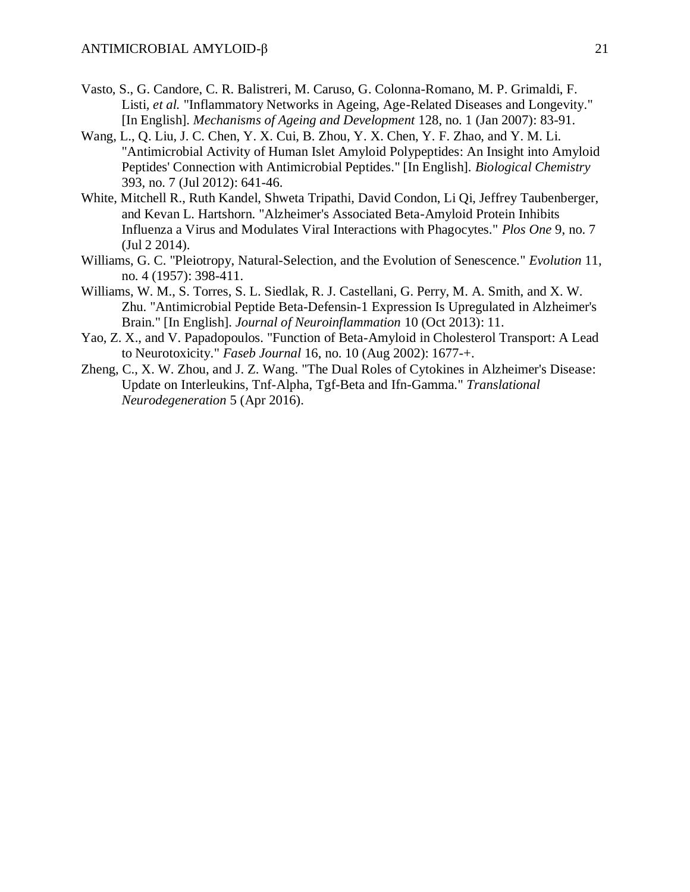Vasto, S., G. Candore, C. R. Balistreri, M. Caruso, G. Colonna-Romano, M. P. Grimaldi, F. Listi, *et al.* "Inflammatory Networks in Ageing, Age-Related Diseases and Longevity." [In English]. *Mechanisms of Ageing and Development* 128, no. 1 (Jan 2007): 83-91.

Wang, L., Q. Liu, J. C. Chen, Y. X. Cui, B. Zhou, Y. X. Chen, Y. F. Zhao, and Y. M. Li. "Antimicrobial Activity of Human Islet Amyloid Polypeptides: An Insight into Amyloid Peptides' Connection with Antimicrobial Peptides." [In English]. *Biological Chemistry* 393, no. 7 (Jul 2012): 641-46.

White, Mitchell R., Ruth Kandel, Shweta Tripathi, David Condon, Li Qi, Jeffrey Taubenberger, and Kevan L. Hartshorn. "Alzheimer's Associated Beta-Amyloid Protein Inhibits Influenza a Virus and Modulates Viral Interactions with Phagocytes." *Plos One* 9, no. 7 (Jul 2 2014).

Williams, G. C. "Pleiotropy, Natural-Selection, and the Evolution of Senescence." *Evolution* 11, no. 4 (1957): 398-411.

Williams, W. M., S. Torres, S. L. Siedlak, R. J. Castellani, G. Perry, M. A. Smith, and X. W. Zhu. "Antimicrobial Peptide Beta-Defensin-1 Expression Is Upregulated in Alzheimer's Brain." [In English]. *Journal of Neuroinflammation* 10 (Oct 2013): 11.

Yao, Z. X., and V. Papadopoulos. "Function of Beta-Amyloid in Cholesterol Transport: A Lead to Neurotoxicity." *Faseb Journal* 16, no. 10 (Aug 2002): 1677-+.

Zheng, C., X. W. Zhou, and J. Z. Wang. "The Dual Roles of Cytokines in Alzheimer's Disease: Update on Interleukins, Tnf-Alpha, Tgf-Beta and Ifn-Gamma." *Translational Neurodegeneration* 5 (Apr 2016).